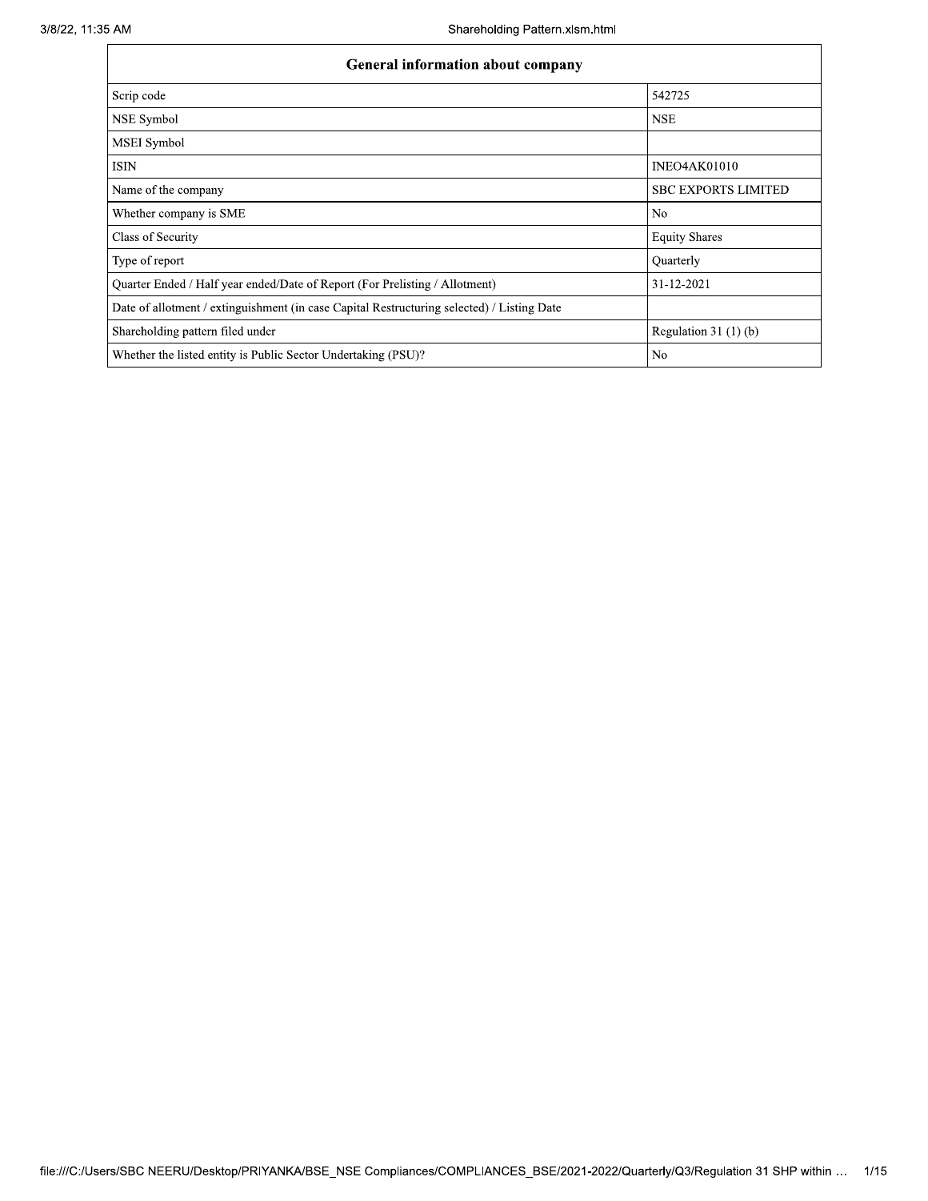| General information about company | |
|---|---|
| Scrip code | 542725 |
| NSE Symbol | NSE |
| MSEI Symbol | |
| ISIN | INEO4AK01010 |
| Name of the company | SBC EXPORTS LIMITED |
| Whether company is SME | No |
| Class of Security | Equity Shares |
| Type of report | Quarterly |
| Quarter Ended / Half year ended/Date of Report (For Prelisting / Allotment) | 31-12-2021 |
| Date of allotment / extinguishment (in case Capital Restructuring selected) / Listing Date | |
| Shareholding pattern filed under | Regulation 31 (1) (b) |
| Whether the listed entity is Public Sector Undertaking (PSU)? | No |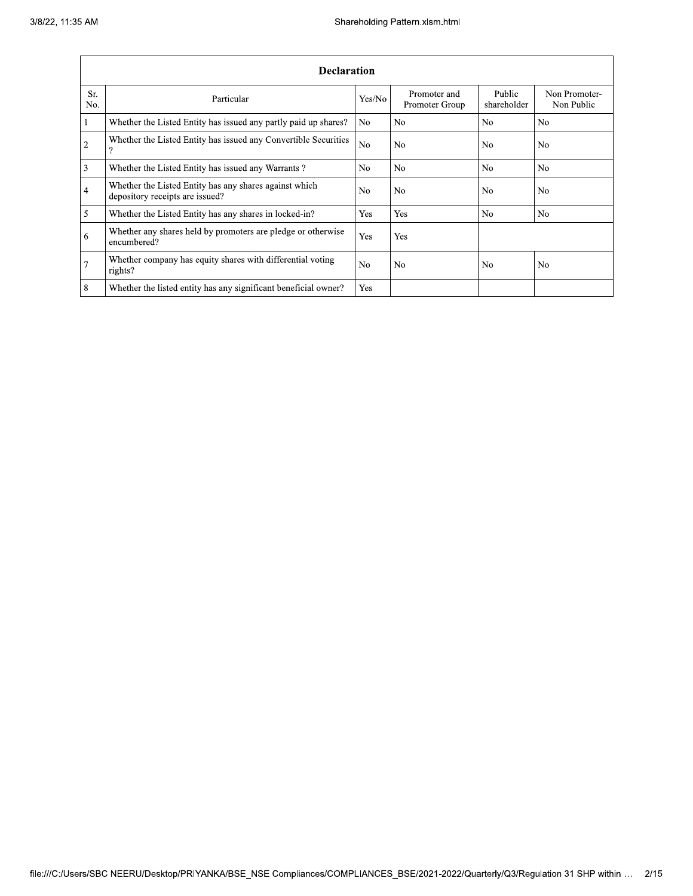| Declaration | | | | | |
|---|---|---|---|---|---|
| Sr. No. | Particular | Yes/No | Promoter and Promoter Group | Public shareholder | Non Promoter- Non Public |
| 1 | Whether the Listed Entity has issued any partly paid up shares? | No | No | No | No |
| 2 | Whether the Listed Entity has issued any Convertible Securities ? | No | No | No | No |
| 3 | Whether the Listed Entity has issued any Warrants ? | No | No | No | No |
| 4 | Whether the Listed Entity has any shares against which depository receipts are issued? | No | No | No | No |
| 5 | Whether the Listed Entity has any shares in locked-in? | Yes | Yes | No | No |
| 6 | Whether any shares held by promoters are pledge or otherwise encumbered? | Yes | Yes | | |
| 7 | Whether company has equity shares with differential voting rights? | No | No | No | No |
| 8 | Whether the listed entity has any significant beneficial owner? | Yes | | | |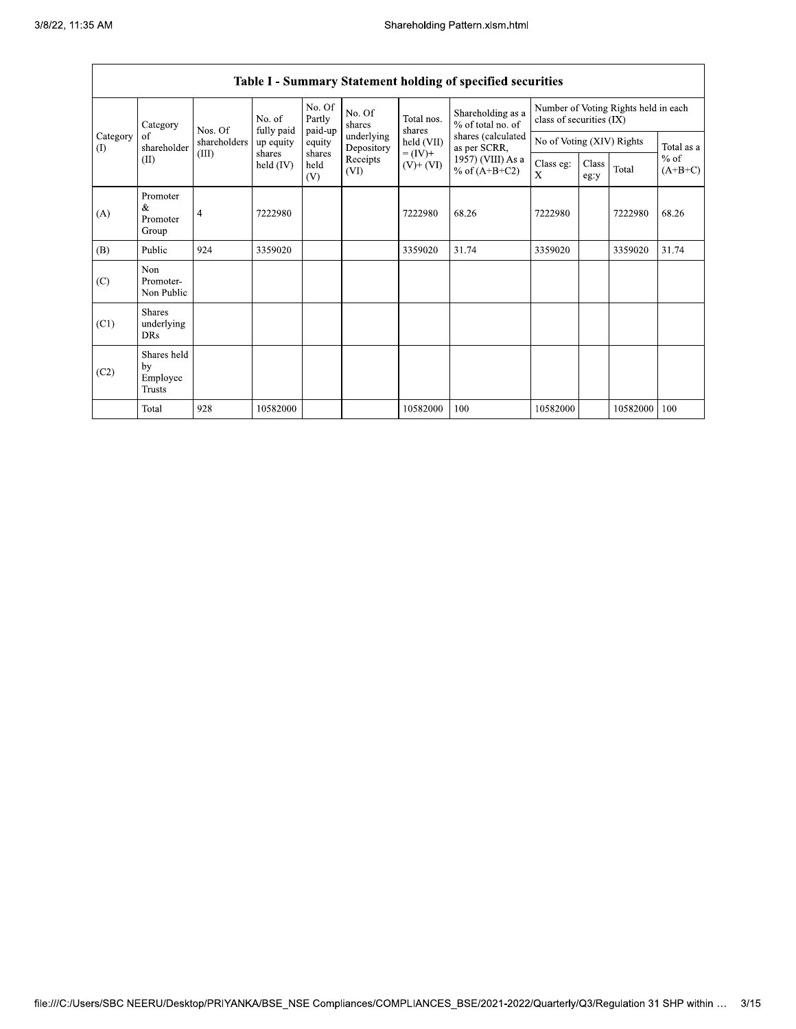| Table I - Summary Statement holding of specified securities | | | | | | | | | | | | |
|---|---|---|---|---|---|---|---|---|---|---|---|---|
| Category (I) | Category of shareholder (II) | Nos. Of shareholders (III) | No. of fully paid up equity shares held (IV) | No. Of Partly paid-up equity shares held (V) | No. Of shares underlying Depository Receipts (VI) | Total nos. shares held (VII) = (IV)+ (V)+ (VI) | Shareholding as a % of total no. of shares (calculated as per SCRR, 1957) (VIII) As a % of (A+B+C2) | Number of Voting Rights held in each class of securities (IX) | | | |
| | | | | | | | | No of Voting (XIV) Rights | | | Total as a % of (A+B+C) |
| | | | | | | | | Class eg: X | Class eg:y | Total | |
| (A) | Promoter & Promoter Group | 4 | 7222980 | | | 7222980 | 68.26 | 7222980 | | 7222980 | 68.26 |
| (B) | Public | 924 | 3359020 | | | 3359020 | 31.74 | 3359020 | | 3359020 | 31.74 |
| (C) | Non Promoter- Non Public | | | | | | | | | | |
| (C1) | Shares underlying DRs | | | | | | | | | | |
| (C2) | Shares held by Employee Trusts | | | | | | | | | | |
| | Total | 928 | 10582000 | | | 10582000 | 100 | 10582000 | | 10582000 | 100 |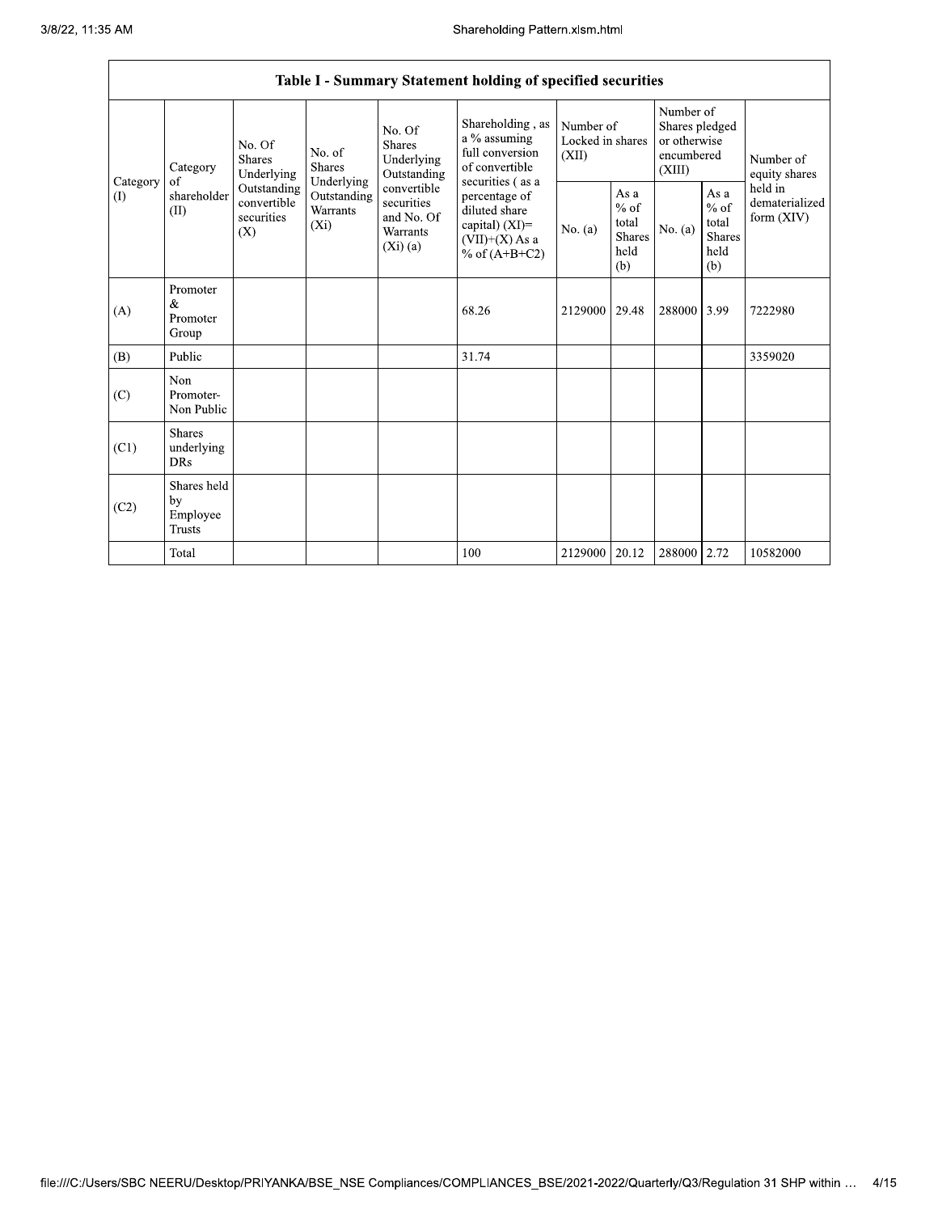| Table I - Summary Statement holding of specified securities | | | | | | | | | | |
|---|---|---|---|---|---|---|---|---|---|---|
| Category (I) | Category of shareholder (II) | No. Of Shares Underlying Outstanding convertible securities (X) | No. of Shares Underlying Outstanding Warrants (Xi) | No. Of Shares Underlying Outstanding convertible securities and No. Of Warrants (Xi) (a) | Shareholding , as a % assuming full conversion of convertible securities ( as a percentage of diluted share capital) (XI)= (VII)+(X) As a % of (A+B+C2) | Number of Locked in shares (XII) | | Number of Shares pledged or otherwise encumbered (XIII) | | Number of equity shares held in dematerialized form (XIV) |
| | | | | | | No. (a) | As a % of total Shares held (b) | No. (a) | As a % of total Shares held (b) | |
| (A) | Promoter & Promoter Group | | | | 68.26 | 2129000 | 29.48 | 288000 | 3.99 | 7222980 |
| (B) | Public | | | | 31.74 | | | | | 3359020 |
| (C) | Non Promoter- Non Public | | | | | | | | | |
| (C1) | Shares underlying DRs | | | | | | | | | |
| (C2) | Shares held by Employee Trusts | | | | | | | | | |
| | Total | | | | 100 | 2129000 | 20.12 | 288000 | 2.72 | 10582000 |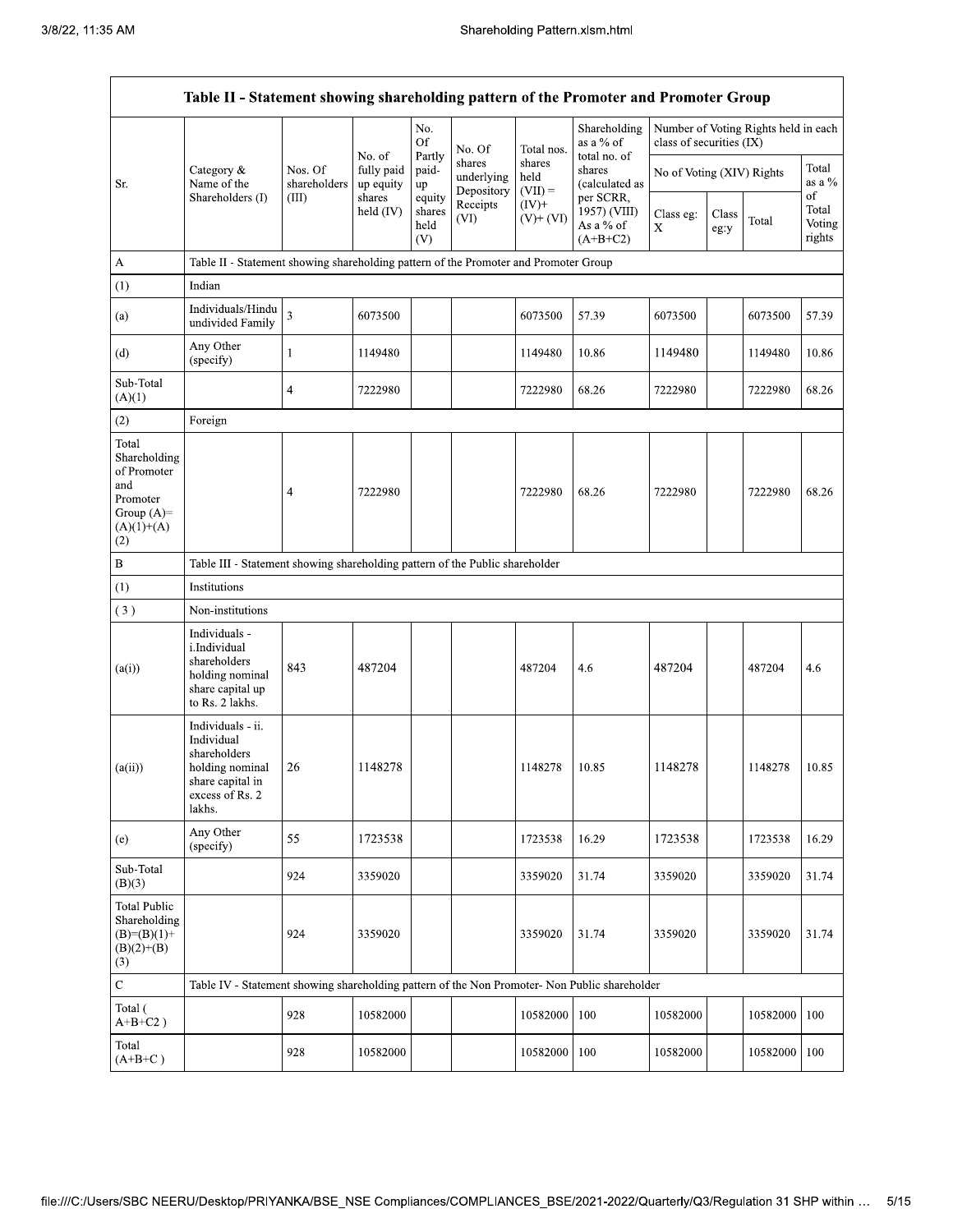| Table II - Statement showing shareholding pattern of the Promoter and Promoter Group | | | | | | | | | | | | |
|---|---|---|---|---|---|---|---|---|---|---|---|---|
| Sr. | Category & Name of the Shareholders (I) | Nos. Of shareholders (III) | No. of fully paid up equity shares held (IV) | No. Of Partly paid-up equity shares held (V) | No. Of shares underlying Depository Receipts (VI) | Total nos. shares held (VII) = (IV)+ (V)+ (VI) | Shareholding as a % of total no. of shares (calculated as per SCRR, 1957) (VIII) As a % of (A+B+C2) | Number of Voting Rights held in each class of securities (IX) | | | |
| | | | | | | | | No of Voting (XIV) Rights | | | Total as a % of Total Voting rights |
| | | | | | | | | Class eg: X | Class eg:y | Total | |
| A | Table II - Statement showing shareholding pattern of the Promoter and Promoter Group | | | | | | | | | | |
| (1) | Indian | | | | | | | | | | |
| (a) | Individuals/Hindu undivided Family | 3 | 6073500 | | | 6073500 | 57.39 | 6073500 | | 6073500 | 57.39 |
| (d) | Any Other (specify) | 1 | 1149480 | | | 1149480 | 10.86 | 1149480 | | 1149480 | 10.86 |
| Sub-Total (A)(1) | | 4 | 7222980 | | | 7222980 | 68.26 | 7222980 | | 7222980 | 68.26 |
| (2) | Foreign | | | | | | | | | | |
| Total Shareholding of Promoter and Promoter Group (A)=(A)(1)+(A)(2) | | 4 | 7222980 | | | 7222980 | 68.26 | 7222980 | | 7222980 | 68.26 |
| B | Table III - Statement showing shareholding pattern of the Public shareholder | | | | | | | | | | |
| (1) | Institutions | | | | | | | | | | |
| (3) | Non-institutions | | | | | | | | | | |
| (a(i)) | Individuals - i.Individual shareholders holding nominal share capital up to Rs. 2 lakhs. | 843 | 487204 | | | 487204 | 4.6 | 487204 | | 487204 | 4.6 |
| (a(ii)) | Individuals - ii. Individual shareholders holding nominal share capital in excess of Rs. 2 lakhs. | 26 | 1148278 | | | 1148278 | 10.85 | 1148278 | | 1148278 | 10.85 |
| (e) | Any Other (specify) | 55 | 1723538 | | | 1723538 | 16.29 | 1723538 | | 1723538 | 16.29 |
| Sub-Total (B)(3) | | 924 | 3359020 | | | 3359020 | 31.74 | 3359020 | | 3359020 | 31.74 |
| Total Public Shareholding (B)=(B)(1)+(B)(2)+(B)(3) | | 924 | 3359020 | | | 3359020 | 31.74 | 3359020 | | 3359020 | 31.74 |
| C | Table IV - Statement showing shareholding pattern of the Non Promoter- Non Public shareholder | | | | | | | | | | |
| Total ( A+B+C2 ) | | 928 | 10582000 | | | 10582000 | 100 | 10582000 | | 10582000 | 100 |
| Total (A+B+C ) | | 928 | 10582000 | | | 10582000 | 100 | 10582000 | | 10582000 | 100 |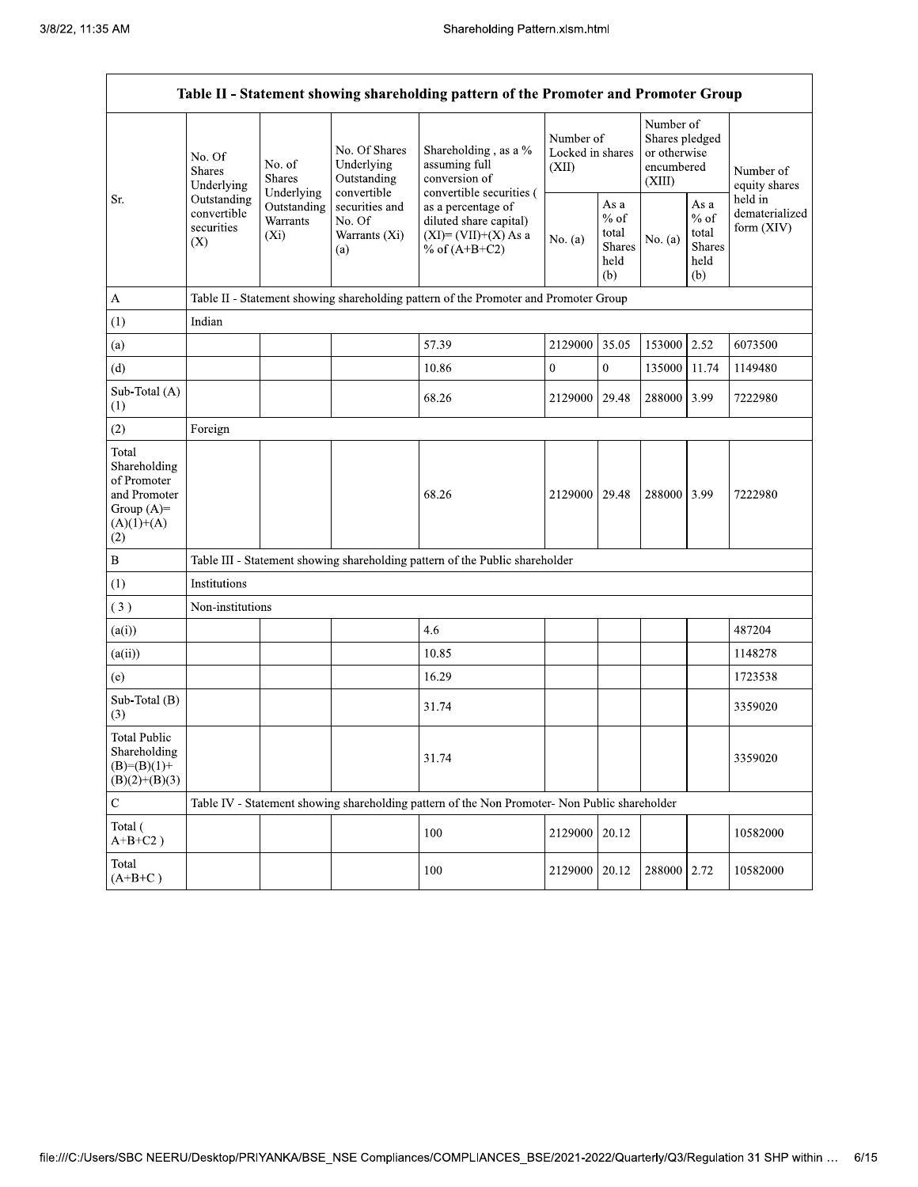| Table II - Statement showing shareholding pattern of the Promoter and Promoter Group | | | | | | | | | |
|---|---|---|---|---|---|---|---|---|---|
| Sr. | No. Of Shares Underlying Outstanding convertible securities (X) | No. of Shares Underlying Outstanding Warrants (Xi) | No. Of Shares Underlying Outstanding convertible securities and No. Of Warrants (Xi) (a) | Shareholding , as a % assuming full conversion of convertible securities ( as a percentage of diluted share capital) (XI)= (VII)+(X) As a % of (A+B+C2) | Number of Locked in shares (XII) | | Number of Shares pledged or otherwise encumbered (XIII) | | Number of equity shares held in dematerialized form (XIV) |
| | | | | | No. (a) | As a % of total Shares held (b) | No. (a) | As a % of total Shares held (b) | |
| A | Table II - Statement showing shareholding pattern of the Promoter and Promoter Group | | | | | | | | |
| (1) | Indian | | | | | | | | |
| (a) | | | | 57.39 | 2129000 | 35.05 | 153000 | 2.52 | 6073500 |
| (d) | | | | 10.86 | 0 | 0 | 135000 | 11.74 | 1149480 |
| Sub-Total (A) (1) | | | | 68.26 | 2129000 | 29.48 | 288000 | 3.99 | 7222980 |
| (2) | Foreign | | | | | | | | |
| Total Shareholding of Promoter and Promoter Group (A)= (A)(1)+(A) (2) | | | | 68.26 | 2129000 | 29.48 | 288000 | 3.99 | 7222980 |
| B | Table III - Statement showing shareholding pattern of the Public shareholder | | | | | | | | |
| (1) | Institutions | | | | | | | | |
| (3) | Non-institutions | | | | | | | | |
| (a(i)) | | | | 4.6 | | | | | 487204 |
| (a(ii)) | | | | 10.85 | | | | | 1148278 |
| (e) | | | | 16.29 | | | | | 1723538 |
| Sub-Total (B) (3) | | | | 31.74 | | | | | 3359020 |
| Total Public Shareholding (B)=(B)(1)+ (B)(2)+(B)(3) | | | | 31.74 | | | | | 3359020 |
| C | Table IV - Statement showing shareholding pattern of the Non Promoter- Non Public shareholder | | | | | | | | |
| Total ( A+B+C2 ) | | | | 100 | 2129000 | 20.12 | | | 10582000 |
| Total (A+B+C ) | | | | 100 | 2129000 | 20.12 | 288000 | 2.72 | 10582000 |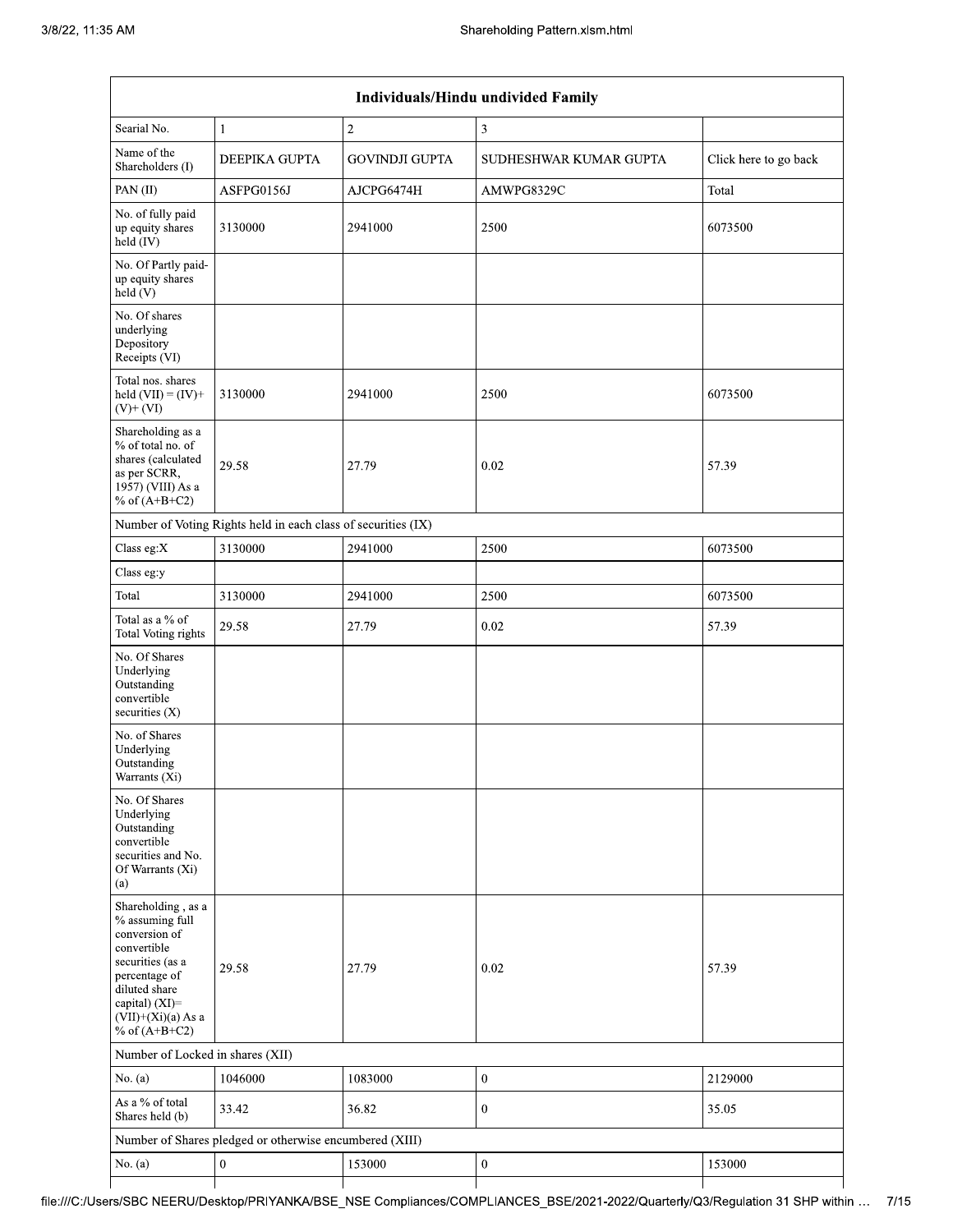| Individuals/Hindu undivided Family | | | | |
|---|---|---|---|---|
| Searial No. | 1 | 2 | 3 | |
| Name of the Shareholders (I) | DEEPIKA GUPTA | GOVINDJI GUPTA | SUDHESHWAR KUMAR GUPTA | Click here to go back |
| PAN (II) | ASFPG0156J | AJCPG6474H | AMWPG8329C | Total |
| No. of fully paid up equity shares held (IV) | 3130000 | 2941000 | 2500 | 6073500 |
| No. Of Partly paid-up equity shares held (V) | | | | |
| No. Of shares underlying Depository Receipts (VI) | | | | |
| Total nos. shares held (VII) = (IV)+(V)+ (VI) | 3130000 | 2941000 | 2500 | 6073500 |
| Shareholding as a % of total no. of shares (calculated as per SCRR, 1957) (VIII) As a % of (A+B+C2) | 29.58 | 27.79 | 0.02 | 57.39 |
| Number of Voting Rights held in each class of securities (IX) | | | | |
| Class eg:X | 3130000 | 2941000 | 2500 | 6073500 |
| Class eg:y | | | | |
| Total | 3130000 | 2941000 | 2500 | 6073500 |
| Total as a % of Total Voting rights | 29.58 | 27.79 | 0.02 | 57.39 |
| No. Of Shares Underlying Outstanding convertible securities (X) | | | | |
| No. of Shares Underlying Outstanding Warrants (Xi) | | | | |
| No. Of Shares Underlying Outstanding convertible securities and No. Of Warrants (Xi) (a) | | | | |
| Shareholding , as a % assuming full conversion of convertible securities (as a percentage of diluted share capital) (XI)= (VII)+(Xi)(a) As a % of (A+B+C2) | 29.58 | 27.79 | 0.02 | 57.39 |
| Number of Locked in shares (XII) | | | | |
| No. (a) | 1046000 | 1083000 | 0 | 2129000 |
| As a % of total Shares held (b) | 33.42 | 36.82 | 0 | 35.05 |
| Number of Shares pledged or otherwise encumbered (XIII) | | | | |
| No. (a) | 0 | 153000 | 0 | 153000 |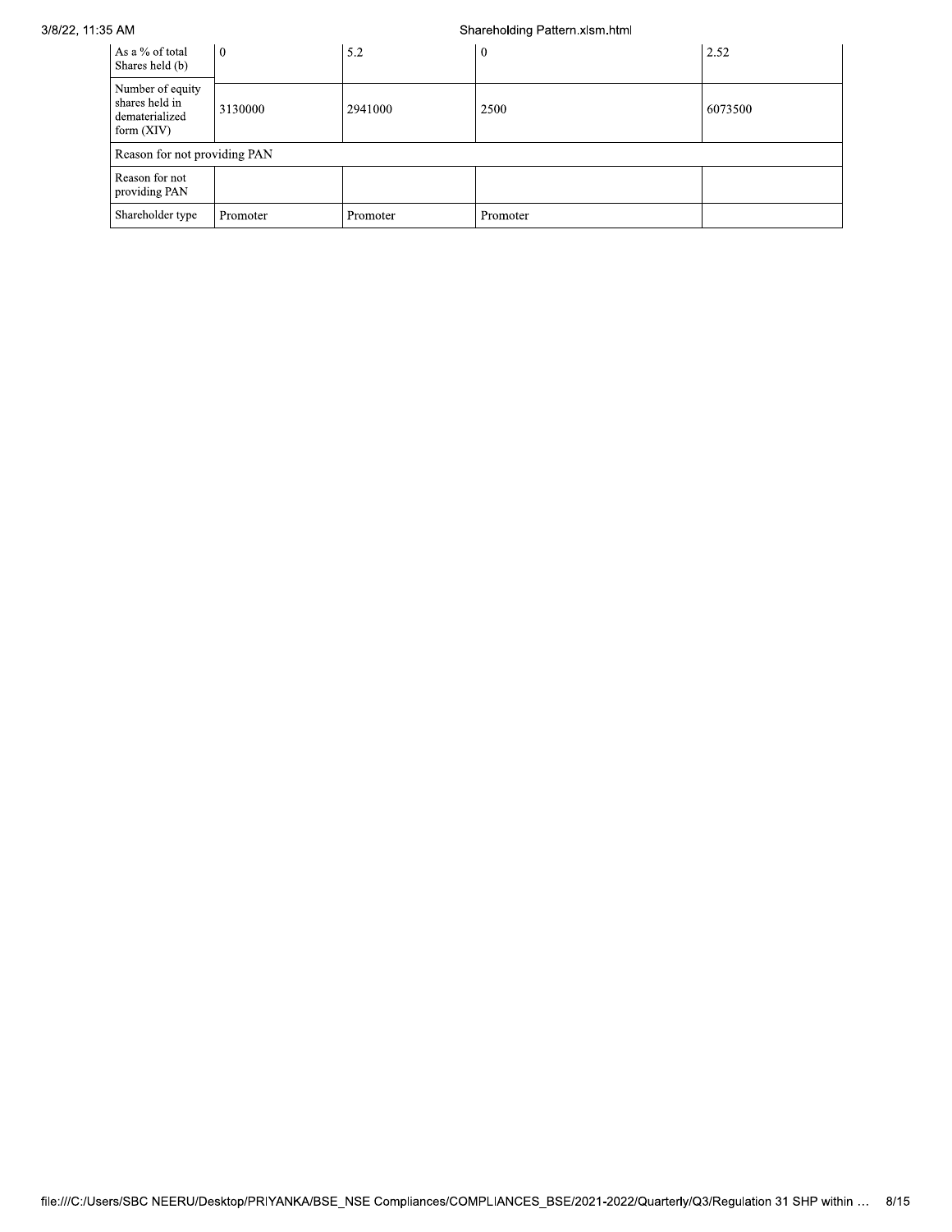| | | | | |
|---|---|---|---|---|
| As a % of total Shares held (b) | 0 | 5.2 | 0 | 2.52 |
| Number of equity shares held in dematerialized form (XIV) | 3130000 | 2941000 | 2500 | 6073500 |
| Reason for not providing PAN | | | | |
| Reason for not providing PAN | | | | |
| Shareholder type | Promoter | Promoter | Promoter | |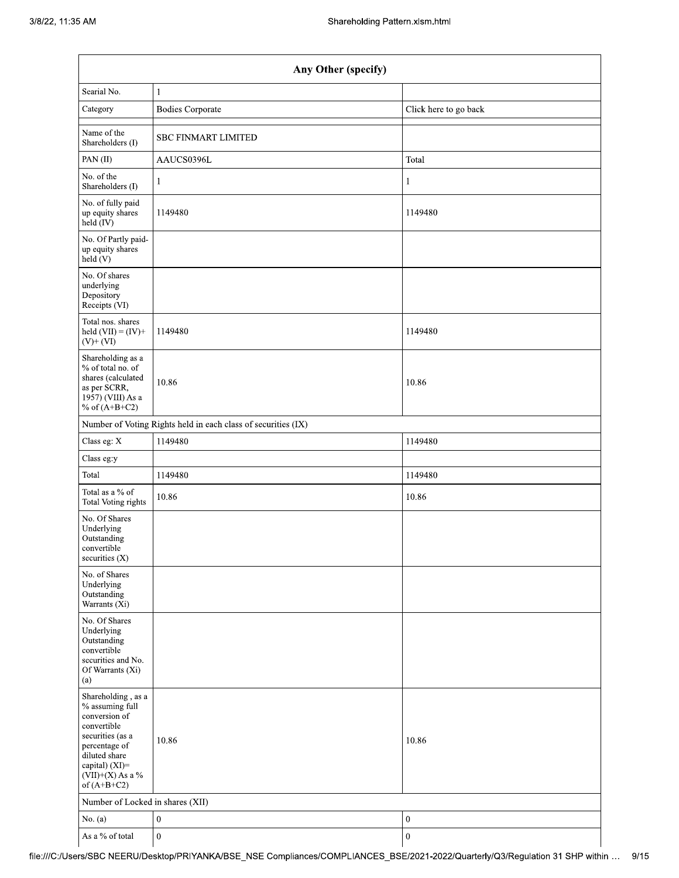| Any Other (specify) | | |
|---|---|---|
| Searial No. | 1 | |
| Category | Bodies Corporate | Click here to go back |
| Name of the Shareholders (I) | SBC FINMART LIMITED | |
| PAN (II) | AAUCS0396L | Total |
| No. of the Shareholders (I) | 1 | 1 |
| No. of fully paid up equity shares held (IV) | 1149480 | 1149480 |
| No. Of Partly paid-up equity shares held (V) | | |
| No. Of shares underlying Depository Receipts (VI) | | |
| Total nos. shares held (VII) = (IV)+ (V)+ (VI) | 1149480 | 1149480 |
| Shareholding as a % of total no. of shares (calculated as per SCRR, 1957) (VIII) As a % of (A+B+C2) | 10.86 | 10.86 |
| Number of Voting Rights held in each class of securities (IX) | | |
| Class eg: X | 1149480 | 1149480 |
| Class eg:y | | |
| Total | 1149480 | 1149480 |
| Total as a % of Total Voting rights | 10.86 | 10.86 |
| No. Of Shares Underlying Outstanding convertible securities (X) | | |
| No. of Shares Underlying Outstanding Warrants (Xi) | | |
| No. Of Shares Underlying Outstanding convertible securities and No. Of Warrants (Xi) (a) | | |
| Shareholding , as a % assuming full conversion of convertible securities (as a percentage of diluted share capital) (XI)= (VII)+(X) As a % of (A+B+C2) | 10.86 | 10.86 |
| Number of Locked in shares (XII) | | |
| No. (a) | 0 | 0 |
| As a % of total | 0 | 0 |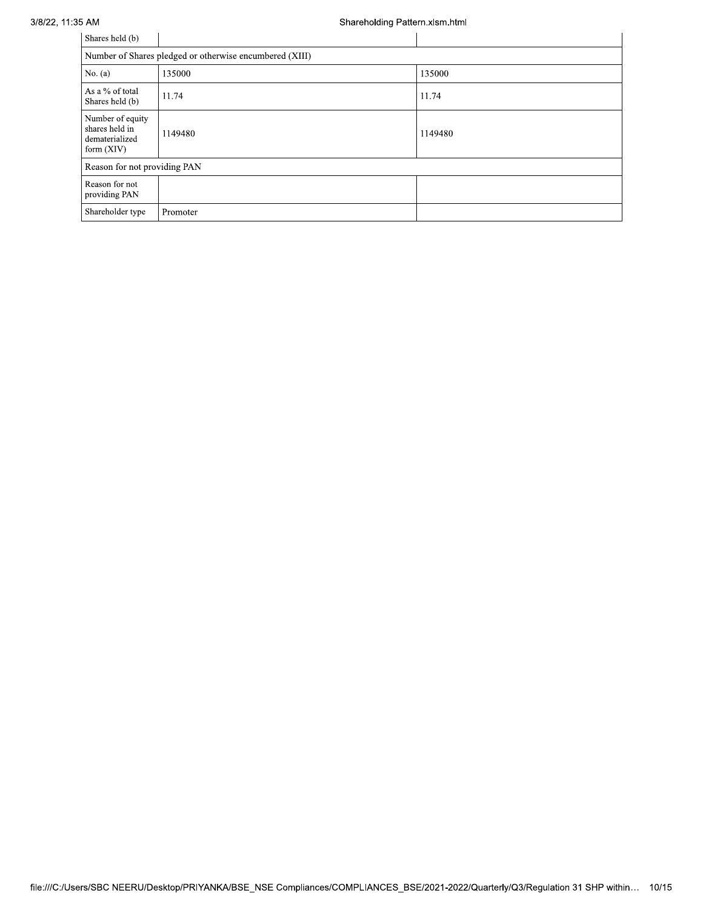| Shares held (b) | | |
|---|---|---|
| Number of Shares pledged or otherwise encumbered (XIII) | | |
| No. (a) | 135000 | 135000 |
| As a % of total Shares held (b) | 11.74 | 11.74 |
| Number of equity shares held in dematerialized form (XIV) | 1149480 | 1149480 |
| Reason for not providing PAN | | |
| Reason for not providing PAN | | |
| Shareholder type | Promoter | |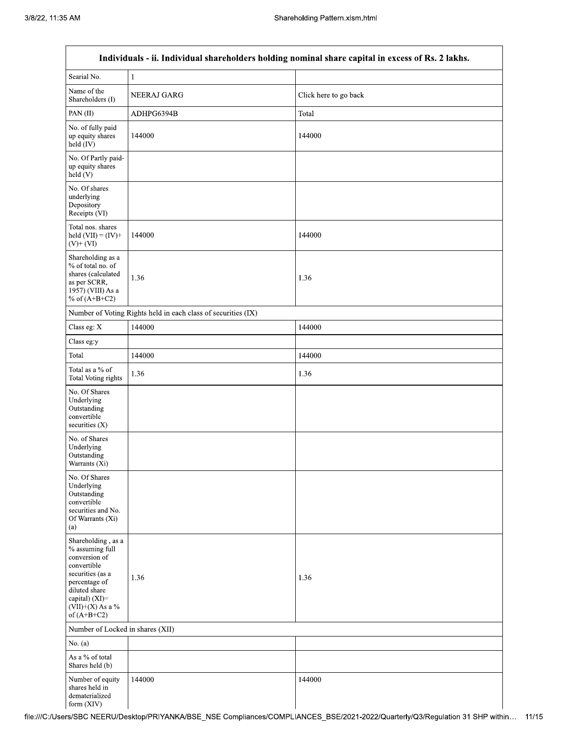| Individuals - ii. Individual shareholders holding nominal share capital in excess of Rs. 2 lakhs. | | |
|---|---|---|
| Searial No. | 1 | |
| Name of the Shareholders (I) | NEERAJ GARG | Click here to go back |
| PAN (II) | ADHPG6394B | Total |
| No. of fully paid up equity shares held (IV) | 144000 | 144000 |
| No. Of Partly paid-up equity shares held (V) | | |
| No. Of shares underlying Depository Receipts (VI) | | |
| Total nos. shares held (VII) = (IV)+ (V)+ (VI) | 144000 | 144000 |
| Shareholding as a % of total no. of shares (calculated as per SCRR, 1957) (VIII) As a % of (A+B+C2) | 1.36 | 1.36 |
| Number of Voting Rights held in each class of securities (IX) | | |
| Class eg: X | 144000 | 144000 |
| Class eg:y | | |
| Total | 144000 | 144000 |
| Total as a % of Total Voting rights | 1.36 | 1.36 |
| No. Of Shares Underlying Outstanding convertible securities (X) | | |
| No. of Shares Underlying Outstanding Warrants (Xi) | | |
| No. Of Shares Underlying Outstanding convertible securities and No. Of Warrants (Xi) (a) | | |
| Shareholding , as a % assuming full conversion of convertible securities (as a percentage of diluted share capital) (XI)= (VII)+(X) As a % of (A+B+C2) | 1.36 | 1.36 |
| Number of Locked in shares (XII) | | |
| No. (a) | | |
| As a % of total Shares held (b) | | |
| Number of equity shares held in dematerialized form (XIV) | 144000 | 144000 |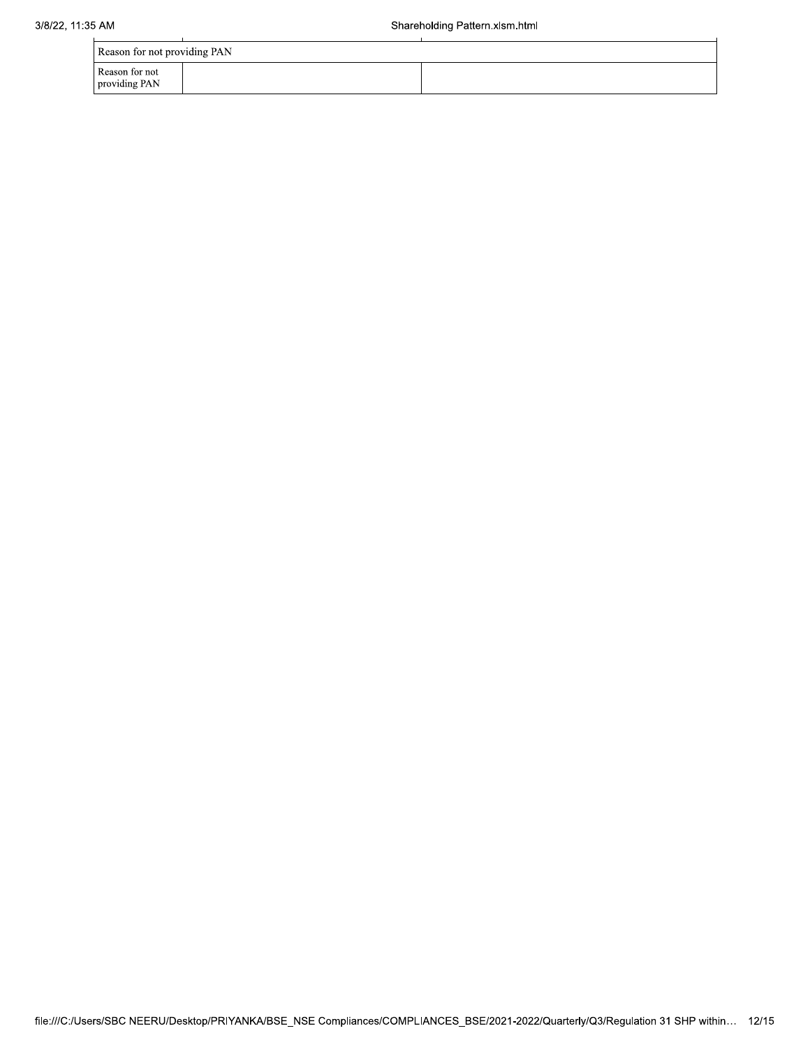| Reason for not providing PAN | | |
|---|---|---|
| Reason for not providing PAN | | |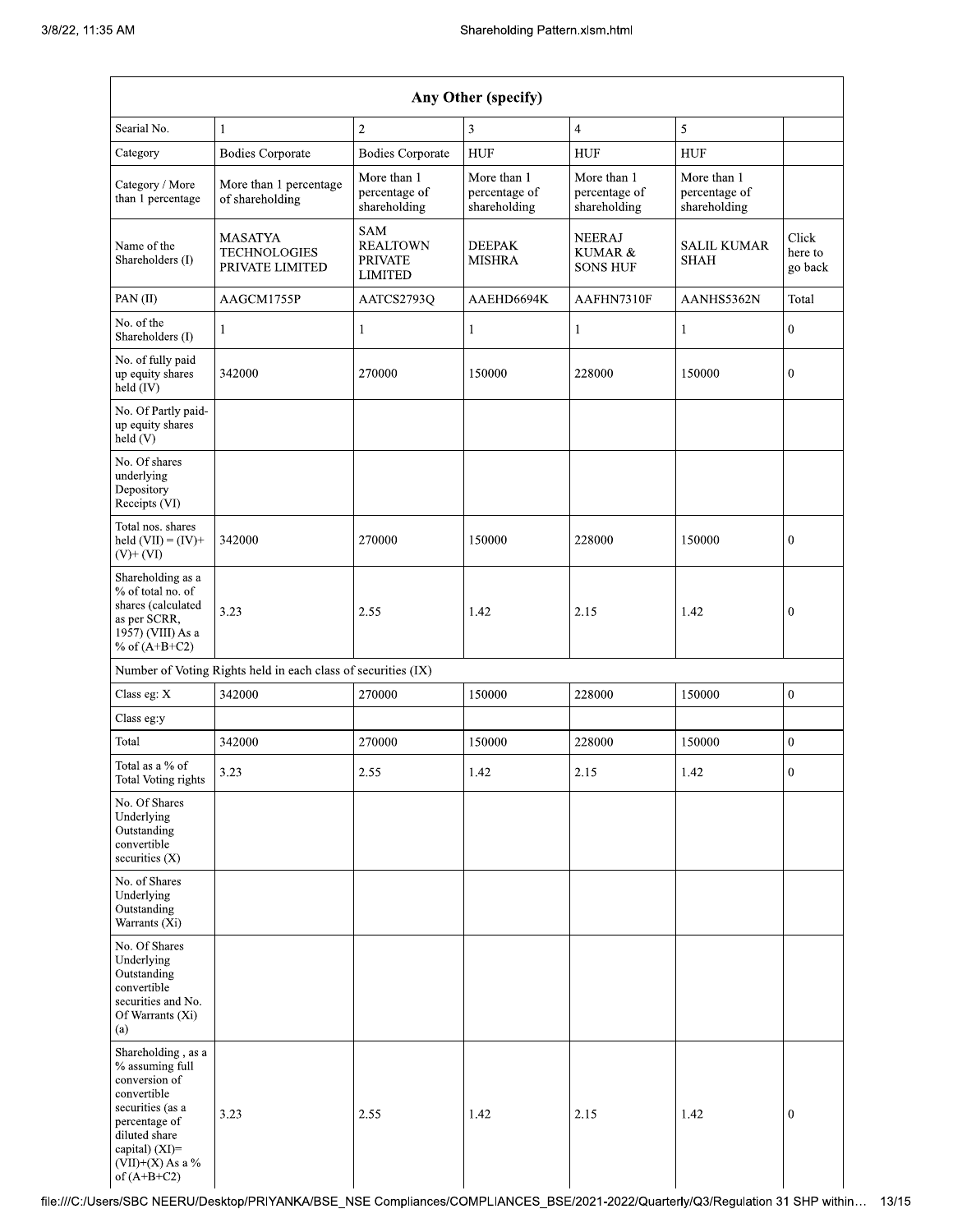| Any Other (specify) | | | | | | |
|---|---|---|---|---|---|---|
| Searial No. | 1 | 2 | 3 | 4 | 5 | |
| Category | Bodies Corporate | Bodies Corporate | HUF | HUF | HUF | |
| Category / More than 1 percentage | More than 1 percentage of shareholding | More than 1 percentage of shareholding | More than 1 percentage of shareholding | More than 1 percentage of shareholding | More than 1 percentage of shareholding | |
| Name of the Shareholders (I) | MASATYA TECHNOLOGIES PRIVATE LIMITED | SAM REALTOWN PRIVATE LIMITED | DEEPAK MISHRA | NEERAJ KUMAR & SONS HUF | SALIL KUMAR SHAH | Click here to go back |
| PAN (II) | AAGCM1755P | AATCS2793Q | AAEHD6694K | AAFHN7310F | AANHS5362N | Total |
| No. of the Shareholders (I) | 1 | 1 | 1 | 1 | 1 | 0 |
| No. of fully paid up equity shares held (IV) | 342000 | 270000 | 150000 | 228000 | 150000 | 0 |
| No. Of Partly paid-up equity shares held (V) | | | | | | |
| No. Of shares underlying Depository Receipts (VI) | | | | | | |
| Total nos. shares held (VII) = (IV)+ (V)+ (VI) | 342000 | 270000 | 150000 | 228000 | 150000 | 0 |
| Shareholding as a % of total no. of shares (calculated as per SCRR, 1957) (VIII) As a % of (A+B+C2) | 3.23 | 2.55 | 1.42 | 2.15 | 1.42 | 0 |
| Number of Voting Rights held in each class of securities (IX) | | | | | | |
| Class eg: X | 342000 | 270000 | 150000 | 228000 | 150000 | 0 |
| Class eg:y | | | | | | |
| Total | 342000 | 270000 | 150000 | 228000 | 150000 | 0 |
| Total as a % of Total Voting rights | 3.23 | 2.55 | 1.42 | 2.15 | 1.42 | 0 |
| No. Of Shares Underlying Outstanding convertible securities (X) | | | | | | |
| No. of Shares Underlying Outstanding Warrants (Xi) | | | | | | |
| No. Of Shares Underlying Outstanding convertible securities and No. Of Warrants (Xi) (a) | | | | | | |
| Shareholding , as a % assuming full conversion of convertible securities (as a percentage of diluted share capital) (XI)= (VII)+(X) As a % of (A+B+C2) | 3.23 | 2.55 | 1.42 | 2.15 | 1.42 | 0 |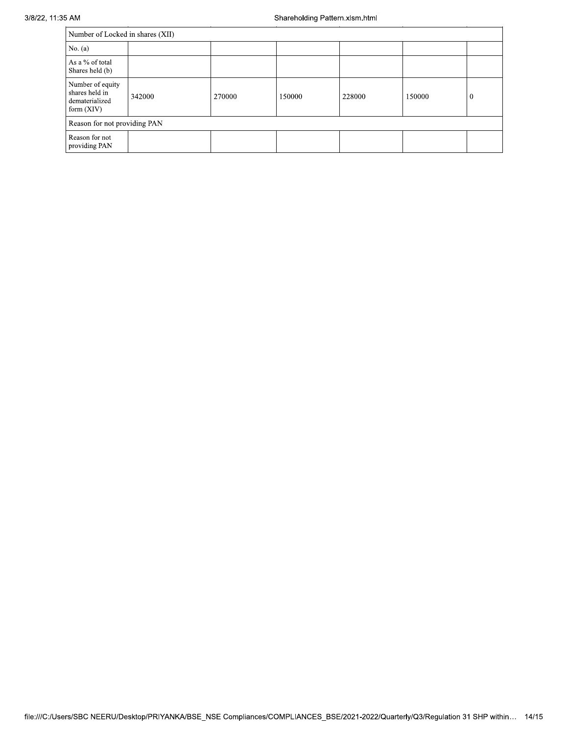| Number of Locked in shares (XII) | | | | | | |
|---|---|---|---|---|---|---|
| No. (a) | | | | | | |
| As a % of total Shares held (b) | | | | | | |
| Number of equity shares held in dematerialized form (XIV) | 342000 | 270000 | 150000 | 228000 | 150000 | 0 |
| Reason for not providing PAN | | | | | | |
| Reason for not providing PAN | | | | | | |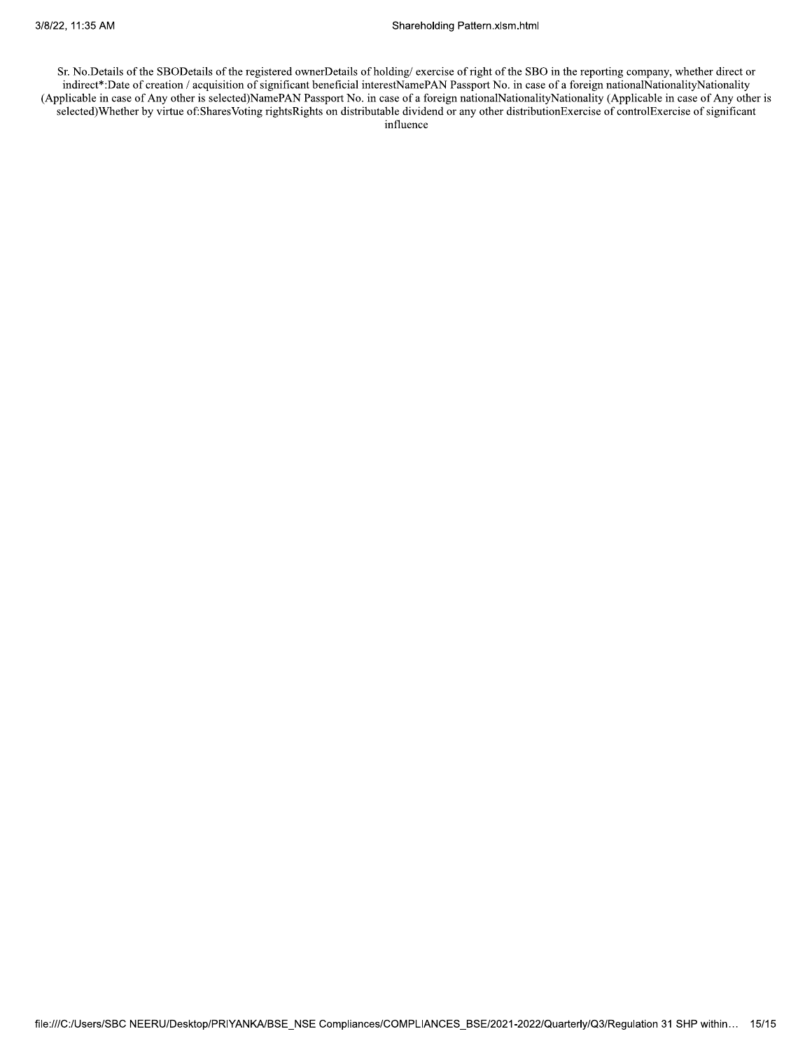Sr. No.Details of the SBODetails of the registered ownerDetails of holding/ exercise of right of the SBO in the reporting company, whether direct or indirect*:Date of creation / acquisition of significant beneficial interestNamePAN Passport No. in case of a foreign nationalNationalityNationality (Applicable in case of Any other is selected)NamePAN Passport No. in case of a foreign nationalNationalityNationality (Applicable in case of Any other is selected)Whether by virtue of:SharesVoting rightsRights on distributable dividend or any other distributionExercise of controlExercise of significant influence